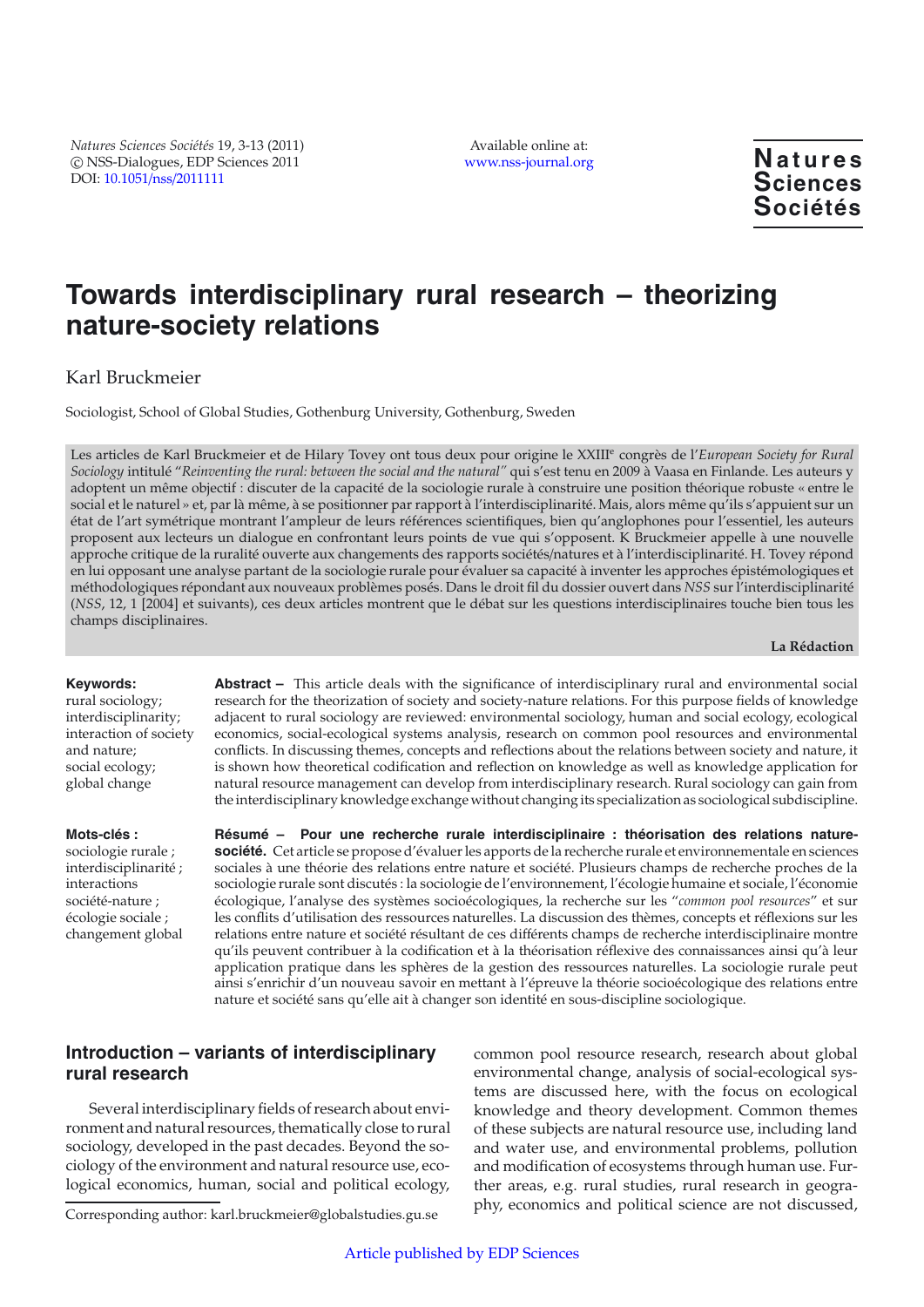*Natures Sciences Sociétés* 19, 3-13 (2011)
© NSS-Dialogues, EDP Sciences 2011
DOI: 10.1051/nss/2011111

Available online at:
www.nss-journal.org

**Natures Sciences Sociétés**

# Towards interdisciplinary rural research – theorizing nature-society relations

Karl Bruckmeier

Sociologist, School of Global Studies, Gothenburg University, Gothenburg, Sweden

Les articles de Karl Bruckmeier et de Hilary Tovey ont tous deux pour origine le XXIII[e] congrès de l'*European Society for Rural Sociology* intitulé "*Reinventing the rural: between the social and the natural"* qui s'est tenu en 2009 à Vaasa en Finlande. Les auteurs y adoptent un même objectif : discuter de la capacité de la sociologie rurale à construire une position théorique robuste « entre le social et le naturel » et, par là même, à se positionner par rapport à l'interdisciplinarité. Mais, alors même qu'ils s'appuient sur un état de l'art symétrique montrant l'ampleur de leurs références scientifiques, bien qu'anglophones pour l'essentiel, les auteurs proposent aux lecteurs un dialogue en confrontant leurs points de vue qui s'opposent. K Bruckmeier appelle à une nouvelle approche critique de la ruralité ouverte aux changements des rapports sociétés/natures et à l'interdisciplinarité. H. Tovey répond en lui opposant une analyse partant de la sociologie rurale pour évaluer sa capacité à inventer les approches épistémologiques et méthodologiques répondant aux nouveaux problèmes posés. Dans le droit fil du dossier ouvert dans *NSS* sur l'interdisciplinarité (*NSS*, 12, 1 [2004] et suivants), ces deux articles montrent que le débat sur les questions interdisciplinaires touche bien tous les champs disciplinaires.

**La Rédaction**

**Keywords:**
rural sociology; interdisciplinarity; interaction of society and nature; social ecology; global change

**Abstract –** This article deals with the significance of interdisciplinary rural and environmental social research for the theorization of society and society-nature relations. For this purpose fields of knowledge adjacent to rural sociology are reviewed: environmental sociology, human and social ecology, ecological economics, social-ecological systems analysis, research on common pool resources and environmental conflicts. In discussing themes, concepts and reflections about the relations between society and nature, it is shown how theoretical codification and reflection on knowledge as well as knowledge application for natural resource management can develop from interdisciplinary research. Rural sociology can gain from the interdisciplinary knowledge exchange without changing its specialization as sociological subdiscipline.

**Mots-clés :**
sociologie rurale ; interdisciplinarité ; interactions société-nature ; écologie sociale ; changement global

**Résumé – Pour une recherche rurale interdisciplinaire : théorisation des relations nature-société.** Cet article se propose d'évaluer les apports de la recherche rurale et environnementale en sciences sociales à une théorie des relations entre nature et société. Plusieurs champs de recherche proches de la sociologie rurale sont discutés : la sociologie de l'environnement, l'écologie humaine et sociale, l'économie écologique, l'analyse des systèmes socioécologiques, la recherche sur les "*common pool resources*" et sur les conflits d'utilisation des ressources naturelles. La discussion des thèmes, concepts et réflexions sur les relations entre nature et société résultant de ces différents champs de recherche interdisciplinaire montre qu'ils peuvent contribuer à la codification et à la théorisation réflexive des connaissances ainsi qu'à leur application pratique dans les sphères de la gestion des ressources naturelles. La sociologie rurale peut ainsi s'enrichir d'un nouveau savoir en mettant à l'épreuve la théorie socioécologique des relations entre nature et société sans qu'elle ait à changer son identité en sous-discipline sociologique.

## Introduction – variants of interdisciplinary rural research

Several interdisciplinary fields of research about environment and natural resources, thematically close to rural sociology, developed in the past decades. Beyond the sociology of the environment and natural resource use, ecological economics, human, social and political ecology, common pool resource research, research about global environmental change, analysis of social-ecological systems are discussed here, with the focus on ecological knowledge and theory development. Common themes of these subjects are natural resource use, including land and water use, and environmental problems, pollution and modification of ecosystems through human use. Further areas, e.g. rural studies, rural research in geography, economics and political science are not discussed,

Corresponding author: karl.bruckmeier@globalstudies.gu.se

Article published by EDP Sciences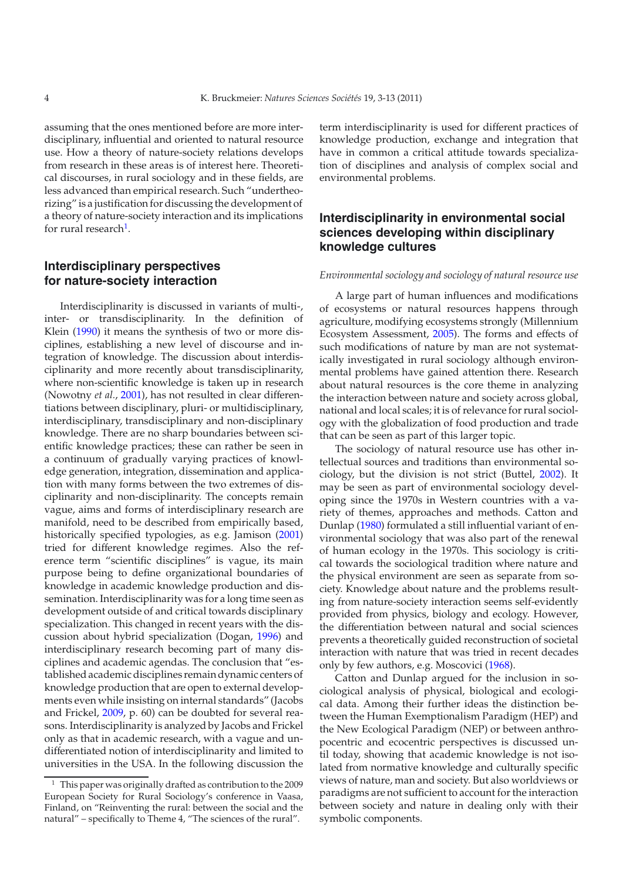assuming that the ones mentioned before are more interdisciplinary, influential and oriented to natural resource use. How a theory of nature-society relations develops from research in these areas is of interest here. Theoretical discourses, in rural sociology and in these fields, are less advanced than empirical research. Such "undertheorizing" is a justification for discussing the development of a theory of nature-society interaction and its implications for rural research[1].

## Interdisciplinary perspectives for nature-society interaction

Interdisciplinarity is discussed in variants of multi-, inter- or transdisciplinarity. In the definition of Klein (1990) it means the synthesis of two or more disciplines, establishing a new level of discourse and integration of knowledge. The discussion about interdisciplinarity and more recently about transdisciplinarity, where non-scientific knowledge is taken up in research (Nowotny *et al.*, 2001), has not resulted in clear differentiations between disciplinary, pluri- or multidisciplinary, interdisciplinary, transdisciplinary and non-disciplinary knowledge. There are no sharp boundaries between scientific knowledge practices; these can rather be seen in a continuum of gradually varying practices of knowledge generation, integration, dissemination and application with many forms between the two extremes of disciplinarity and non-disciplinarity. The concepts remain vague, aims and forms of interdisciplinary research are manifold, need to be described from empirically based, historically specified typologies, as e.g. Jamison (2001) tried for different knowledge regimes. Also the reference term "scientific disciplines" is vague, its main purpose being to define organizational boundaries of knowledge in academic knowledge production and dissemination. Interdisciplinarity was for a long time seen as development outside of and critical towards disciplinary specialization. This changed in recent years with the discussion about hybrid specialization (Dogan, 1996) and interdisciplinary research becoming part of many disciplines and academic agendas. The conclusion that "established academic disciplines remain dynamic centers of knowledge production that are open to external developments even while insisting on internal standards" (Jacobs and Frickel, 2009, p. 60) can be doubted for several reasons. Interdisciplinarity is analyzed by Jacobs and Frickel only as that in academic research, with a vague and undifferentiated notion of interdisciplinarity and limited to universities in the USA. In the following discussion the term interdisciplinarity is used for different practices of knowledge production, exchange and integration that have in common a critical attitude towards specialization of disciplines and analysis of complex social and environmental problems.

## Interdisciplinarity in environmental social sciences developing within disciplinary knowledge cultures

*Environmental sociology and sociology of natural resource use*

A large part of human influences and modifications of ecosystems or natural resources happens through agriculture, modifying ecosystems strongly (Millennium Ecosystem Assessment, 2005). The forms and effects of such modifications of nature by man are not systematically investigated in rural sociology although environmental problems have gained attention there. Research about natural resources is the core theme in analyzing the interaction between nature and society across global, national and local scales; it is of relevance for rural sociology with the globalization of food production and trade that can be seen as part of this larger topic.

The sociology of natural resource use has other intellectual sources and traditions than environmental sociology, but the division is not strict (Buttel, 2002). It may be seen as part of environmental sociology developing since the 1970s in Western countries with a variety of themes, approaches and methods. Catton and Dunlap (1980) formulated a still influential variant of environmental sociology that was also part of the renewal of human ecology in the 1970s. This sociology is critical towards the sociological tradition where nature and the physical environment are seen as separate from society. Knowledge about nature and the problems resulting from nature-society interaction seems self-evidently provided from physics, biology and ecology. However, the differentiation between natural and social sciences prevents a theoretically guided reconstruction of societal interaction with nature that was tried in recent decades only by few authors, e.g. Moscovici (1968).

Catton and Dunlap argued for the inclusion in sociological analysis of physical, biological and ecological data. Among their further ideas the distinction between the Human Exemptionalism Paradigm (HEP) and the New Ecological Paradigm (NEP) or between anthropocentric and ecocentric perspectives is discussed until today, showing that academic knowledge is not isolated from normative knowledge and culturally specific views of nature, man and society. But also worldviews or paradigms are not sufficient to account for the interaction between society and nature in dealing only with their symbolic components.

[1] This paper was originally drafted as contribution to the 2009 European Society for Rural Sociology's conference in Vaasa, Finland, on "Reinventing the rural: between the social and the natural" – specifically to Theme 4, "The sciences of the rural".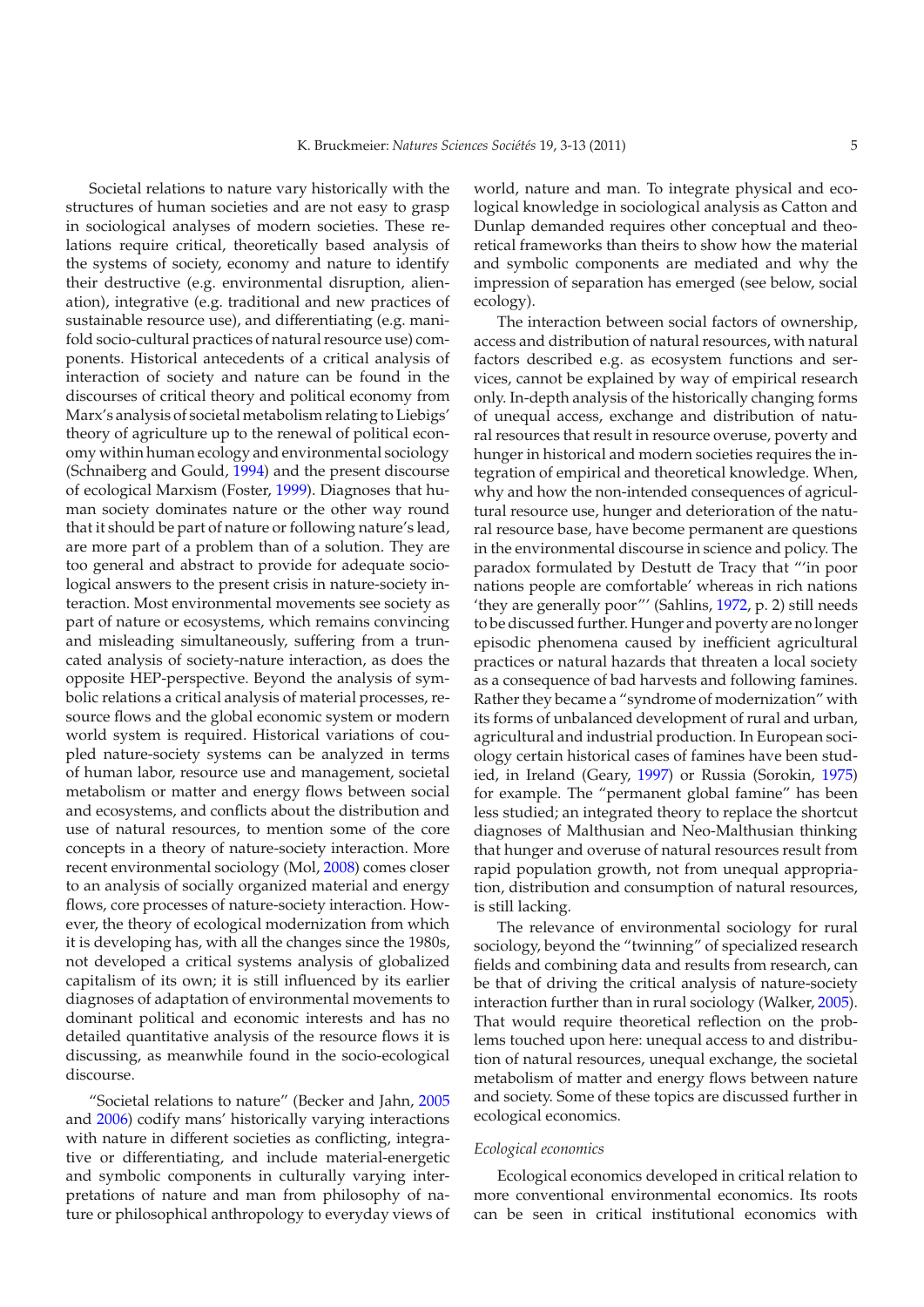Societal relations to nature vary historically with the structures of human societies and are not easy to grasp in sociological analyses of modern societies. These relations require critical, theoretically based analysis of the systems of society, economy and nature to identify their destructive (e.g. environmental disruption, alienation), integrative (e.g. traditional and new practices of sustainable resource use), and differentiating (e.g. manifold socio-cultural practices of natural resource use) components. Historical antecedents of a critical analysis of interaction of society and nature can be found in the discourses of critical theory and political economy from Marx's analysis of societal metabolism relating to Liebigs' theory of agriculture up to the renewal of political economy within human ecology and environmental sociology (Schnaiberg and Gould, 1994) and the present discourse of ecological Marxism (Foster, 1999). Diagnoses that human society dominates nature or the other way round that it should be part of nature or following nature's lead, are more part of a problem than of a solution. They are too general and abstract to provide for adequate sociological answers to the present crisis in nature-society interaction. Most environmental movements see society as part of nature or ecosystems, which remains convincing and misleading simultaneously, suffering from a truncated analysis of society-nature interaction, as does the opposite HEP-perspective. Beyond the analysis of symbolic relations a critical analysis of material processes, resource flows and the global economic system or modern world system is required. Historical variations of coupled nature-society systems can be analyzed in terms of human labor, resource use and management, societal metabolism or matter and energy flows between social and ecosystems, and conflicts about the distribution and use of natural resources, to mention some of the core concepts in a theory of nature-society interaction. More recent environmental sociology (Mol, 2008) comes closer to an analysis of socially organized material and energy flows, core processes of nature-society interaction. However, the theory of ecological modernization from which it is developing has, with all the changes since the 1980s, not developed a critical systems analysis of globalized capitalism of its own; it is still influenced by its earlier diagnoses of adaptation of environmental movements to dominant political and economic interests and has no detailed quantitative analysis of the resource flows it is discussing, as meanwhile found in the socio-ecological discourse.

"Societal relations to nature" (Becker and Jahn, 2005 and 2006) codify mans' historically varying interactions with nature in different societies as conflicting, integrative or differentiating, and include material-energetic and symbolic components in culturally varying interpretations of nature and man from philosophy of nature or philosophical anthropology to everyday views of world, nature and man. To integrate physical and ecological knowledge in sociological analysis as Catton and Dunlap demanded requires other conceptual and theoretical frameworks than theirs to show how the material and symbolic components are mediated and why the impression of separation has emerged (see below, social ecology).

The interaction between social factors of ownership, access and distribution of natural resources, with natural factors described e.g. as ecosystem functions and services, cannot be explained by way of empirical research only. In-depth analysis of the historically changing forms of unequal access, exchange and distribution of natural resources that result in resource overuse, poverty and hunger in historical and modern societies requires the integration of empirical and theoretical knowledge. When, why and how the non-intended consequences of agricultural resource use, hunger and deterioration of the natural resource base, have become permanent are questions in the environmental discourse in science and policy. The paradox formulated by Destutt de Tracy that "'in poor nations people are comfortable' whereas in rich nations 'they are generally poor"' (Sahlins, 1972, p. 2) still needs to be discussed further. Hunger and poverty are no longer episodic phenomena caused by inefficient agricultural practices or natural hazards that threaten a local society as a consequence of bad harvests and following famines. Rather they became a "syndrome of modernization" with its forms of unbalanced development of rural and urban, agricultural and industrial production. In European sociology certain historical cases of famines have been studied, in Ireland (Geary, 1997) or Russia (Sorokin, 1975) for example. The "permanent global famine" has been less studied; an integrated theory to replace the shortcut diagnoses of Malthusian and Neo-Malthusian thinking that hunger and overuse of natural resources result from rapid population growth, not from unequal appropriation, distribution and consumption of natural resources, is still lacking.

The relevance of environmental sociology for rural sociology, beyond the "twinning" of specialized research fields and combining data and results from research, can be that of driving the critical analysis of nature-society interaction further than in rural sociology (Walker, 2005). That would require theoretical reflection on the problems touched upon here: unequal access to and distribution of natural resources, unequal exchange, the societal metabolism of matter and energy flows between nature and society. Some of these topics are discussed further in ecological economics.

### *Ecological economics*

Ecological economics developed in critical relation to more conventional environmental economics. Its roots can be seen in critical institutional economics with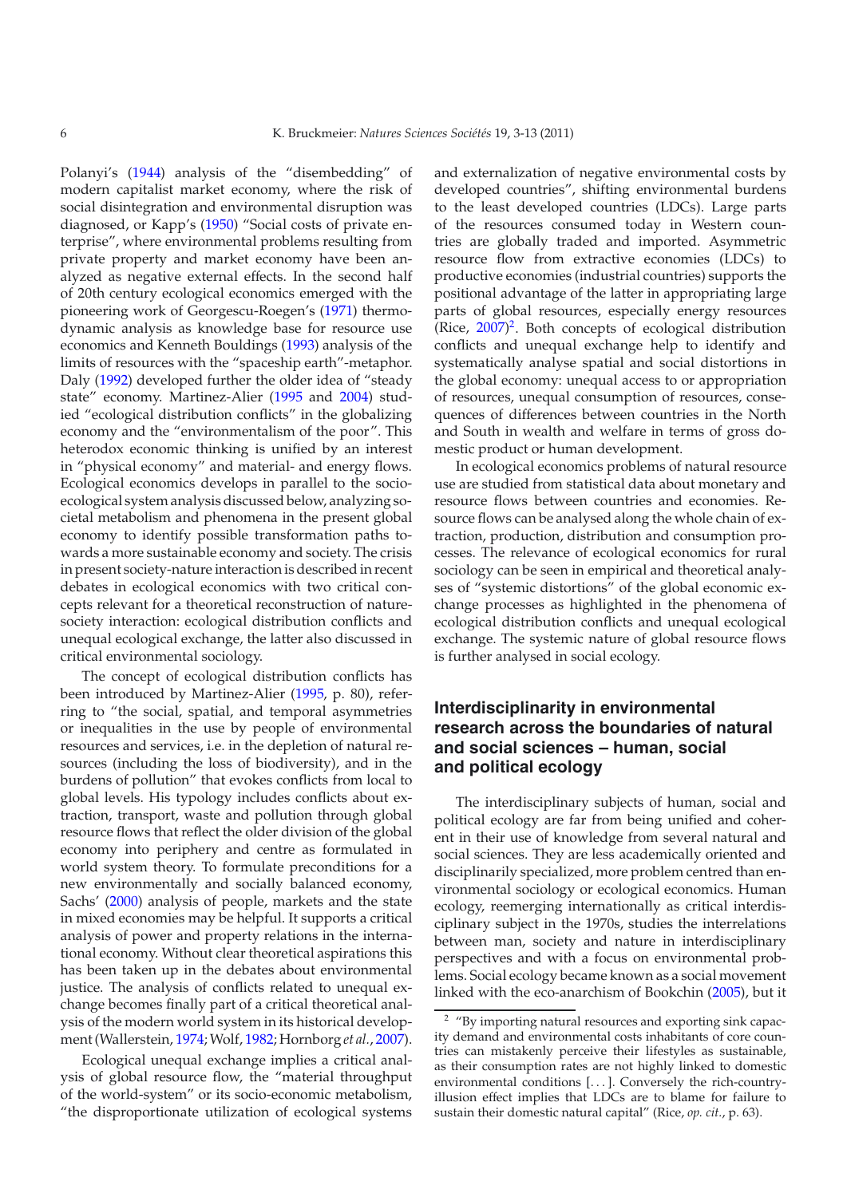Polanyi's (1944) analysis of the "disembedding" of modern capitalist market economy, where the risk of social disintegration and environmental disruption was diagnosed, or Kapp's (1950) "Social costs of private enterprise", where environmental problems resulting from private property and market economy have been analyzed as negative external effects. In the second half of 20th century ecological economics emerged with the pioneering work of Georgescu-Roegen's (1971) thermodynamic analysis as knowledge base for resource use economics and Kenneth Bouldings (1993) analysis of the limits of resources with the "spaceship earth"-metaphor. Daly (1992) developed further the older idea of "steady state" economy. Martinez-Alier (1995 and 2004) studied "ecological distribution conflicts" in the globalizing economy and the "environmentalism of the poor". This heterodox economic thinking is unified by an interest in "physical economy" and material- and energy flows. Ecological economics develops in parallel to the socio-ecological system analysis discussed below, analyzing societal metabolism and phenomena in the present global economy to identify possible transformation paths towards a more sustainable economy and society. The crisis in present society-nature interaction is described in recent debates in ecological economics with two critical concepts relevant for a theoretical reconstruction of nature-society interaction: ecological distribution conflicts and unequal ecological exchange, the latter also discussed in critical environmental sociology.

The concept of ecological distribution conflicts has been introduced by Martinez-Alier (1995, p. 80), referring to "the social, spatial, and temporal asymmetries or inequalities in the use by people of environmental resources and services, i.e. in the depletion of natural resources (including the loss of biodiversity), and in the burdens of pollution" that evokes conflicts from local to global levels. His typology includes conflicts about extraction, transport, waste and pollution through global resource flows that reflect the older division of the global economy into periphery and centre as formulated in world system theory. To formulate preconditions for a new environmentally and socially balanced economy, Sachs' (2000) analysis of people, markets and the state in mixed economies may be helpful. It supports a critical analysis of power and property relations in the international economy. Without clear theoretical aspirations this has been taken up in the debates about environmental justice. The analysis of conflicts related to unequal exchange becomes finally part of a critical theoretical analysis of the modern world system in its historical development (Wallerstein, 1974; Wolf, 1982; Hornborg *et al.*, 2007).

Ecological unequal exchange implies a critical analysis of global resource flow, the "material throughput of the world-system" or its socio-economic metabolism, "the disproportionate utilization of ecological systems and externalization of negative environmental costs by developed countries", shifting environmental burdens to the least developed countries (LDCs). Large parts of the resources consumed today in Western countries are globally traded and imported. Asymmetric resource flow from extractive economies (LDCs) to productive economies (industrial countries) supports the positional advantage of the latter in appropriating large parts of global resources, especially energy resources (Rice, 2007)[2]. Both concepts of ecological distribution conflicts and unequal exchange help to identify and systematically analyse spatial and social distortions in the global economy: unequal access to or appropriation of resources, unequal consumption of resources, consequences of differences between countries in the North and South in wealth and welfare in terms of gross domestic product or human development.

In ecological economics problems of natural resource use are studied from statistical data about monetary and resource flows between countries and economies. Resource flows can be analysed along the whole chain of extraction, production, distribution and consumption processes. The relevance of ecological economics for rural sociology can be seen in empirical and theoretical analyses of "systemic distortions" of the global economic exchange processes as highlighted in the phenomena of ecological distribution conflicts and unequal ecological exchange. The systemic nature of global resource flows is further analysed in social ecology.

## Interdisciplinarity in environmental research across the boundaries of natural and social sciences – human, social and political ecology

The interdisciplinary subjects of human, social and political ecology are far from being unified and coherent in their use of knowledge from several natural and social sciences. They are less academically oriented and disciplinarily specialized, more problem centred than environmental sociology or ecological economics. Human ecology, reemerging internationally as critical interdisciplinary subject in the 1970s, studies the interrelations between man, society and nature in interdisciplinary perspectives and with a focus on environmental problems. Social ecology became known as a social movement linked with the eco-anarchism of Bookchin (2005), but it

[2] "By importing natural resources and exporting sink capacity demand and environmental costs inhabitants of core countries can mistakenly perceive their lifestyles as sustainable, as their consumption rates are not highly linked to domestic environmental conditions [...]. Conversely the rich-country-illusion effect implies that LDCs are to blame for failure to sustain their domestic natural capital" (Rice, *op. cit.*, p. 63).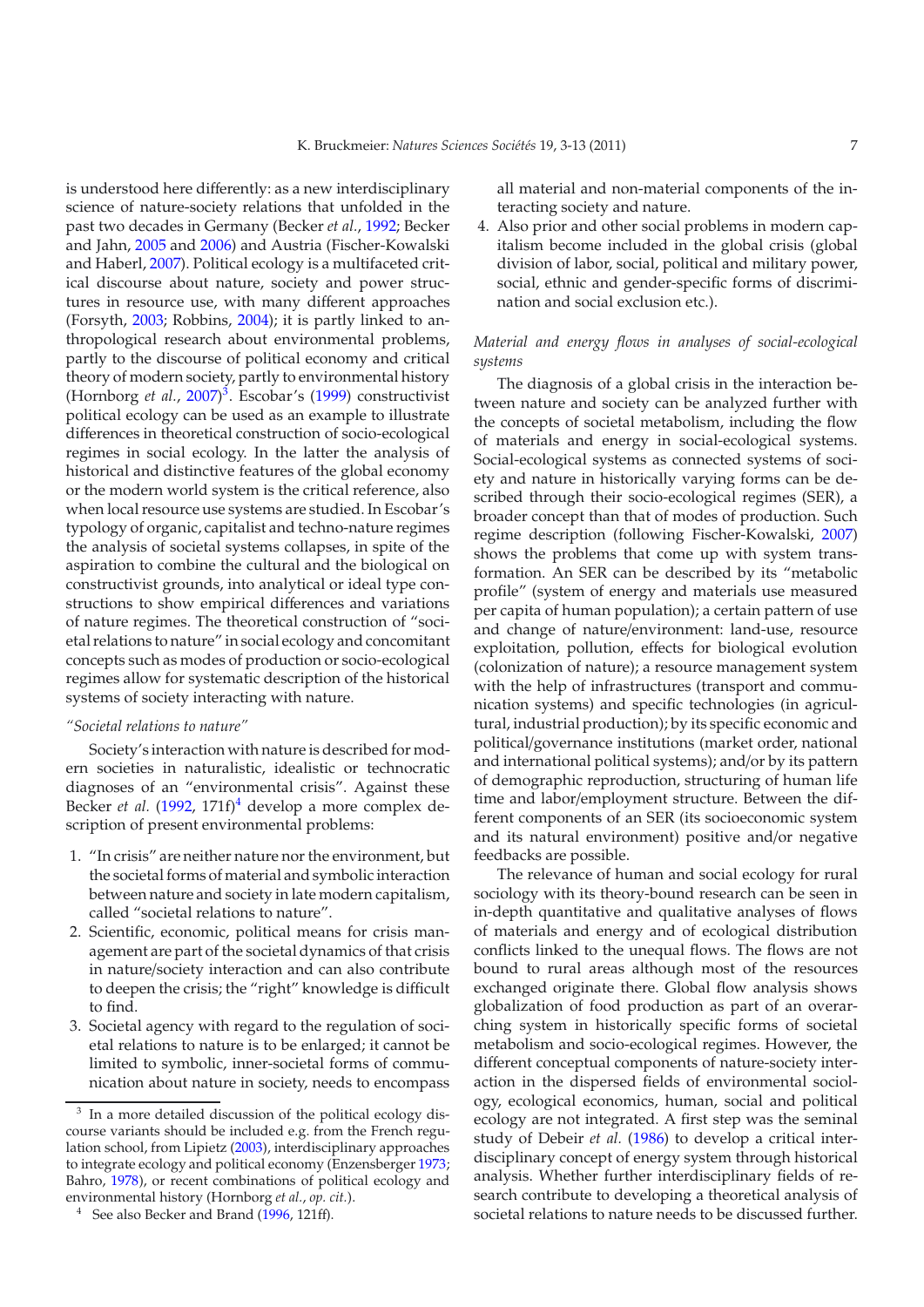is understood here differently: as a new interdisciplinary science of nature-society relations that unfolded in the past two decades in Germany (Becker *et al.*, 1992; Becker and Jahn, 2005 and 2006) and Austria (Fischer-Kowalski and Haberl, 2007). Political ecology is a multifaceted critical discourse about nature, society and power structures in resource use, with many different approaches (Forsyth, 2003; Robbins, 2004); it is partly linked to anthropological research about environmental problems, partly to the discourse of political economy and critical theory of modern society, partly to environmental history (Hornborg *et al.*, 2007)[3]. Escobar's (1999) constructivist political ecology can be used as an example to illustrate differences in theoretical construction of socio-ecological regimes in social ecology. In the latter the analysis of historical and distinctive features of the global economy or the modern world system is the critical reference, also when local resource use systems are studied. In Escobar's typology of organic, capitalist and techno-nature regimes the analysis of societal systems collapses, in spite of the aspiration to combine the cultural and the biological on constructivist grounds, into analytical or ideal type constructions to show empirical differences and variations of nature regimes. The theoretical construction of "societal relations to nature" in social ecology and concomitant concepts such as modes of production or socio-ecological regimes allow for systematic description of the historical systems of society interacting with nature.

*"Societal relations to nature"*

Society's interaction with nature is described for modern societies in naturalistic, idealistic or technocratic diagnoses of an "environmental crisis". Against these Becker *et al.* (1992, 171f)[4] develop a more complex description of present environmental problems:

1. "In crisis" are neither nature nor the environment, but the societal forms of material and symbolic interaction between nature and society in late modern capitalism, called "societal relations to nature".
2. Scientific, economic, political means for crisis management are part of the societal dynamics of that crisis in nature/society interaction and can also contribute to deepen the crisis; the "right" knowledge is difficult to find.
3. Societal agency with regard to the regulation of societal relations to nature is to be enlarged; it cannot be limited to symbolic, inner-societal forms of communication about nature in society, needs to encompass all material and non-material components of the interacting society and nature.
4. Also prior and other social problems in modern capitalism become included in the global crisis (global division of labor, social, political and military power, social, ethnic and gender-specific forms of discrimination and social exclusion etc.).

*Material and energy flows in analyses of social-ecological systems*

The diagnosis of a global crisis in the interaction between nature and society can be analyzed further with the concepts of societal metabolism, including the flow of materials and energy in social-ecological systems. Social-ecological systems as connected systems of society and nature in historically varying forms can be described through their socio-ecological regimes (SER), a broader concept than that of modes of production. Such regime description (following Fischer-Kowalski, 2007) shows the problems that come up with system transformation. An SER can be described by its "metabolic profile" (system of energy and materials use measured per capita of human population); a certain pattern of use and change of nature/environment: land-use, resource exploitation, pollution, effects for biological evolution (colonization of nature); a resource management system with the help of infrastructures (transport and communication systems) and specific technologies (in agricultural, industrial production); by its specific economic and political/governance institutions (market order, national and international political systems); and/or by its pattern of demographic reproduction, structuring of human life time and labor/employment structure. Between the different components of an SER (its socioeconomic system and its natural environment) positive and/or negative feedbacks are possible.

The relevance of human and social ecology for rural sociology with its theory-bound research can be seen in in-depth quantitative and qualitative analyses of flows of materials and energy and of ecological distribution conflicts linked to the unequal flows. The flows are not bound to rural areas although most of the resources exchanged originate there. Global flow analysis shows globalization of food production as part of an overarching system in historically specific forms of societal metabolism and socio-ecological regimes. However, the different conceptual components of nature-society interaction in the dispersed fields of environmental sociology, ecological economics, human, social and political ecology are not integrated. A first step was the seminal study of Debeir *et al.* (1986) to develop a critical interdisciplinary concept of energy system through historical analysis. Whether further interdisciplinary fields of research contribute to developing a theoretical analysis of societal relations to nature needs to be discussed further.

---

[3] In a more detailed discussion of the political ecology discourse variants should be included e.g. from the French regulation school, from Lipietz (2003), interdisciplinary approaches to integrate ecology and political economy (Enzensberger 1973; Bahro, 1978), or recent combinations of political ecology and environmental history (Hornborg *et al.*, *op. cit.*).

[4] See also Becker and Brand (1996, 121ff).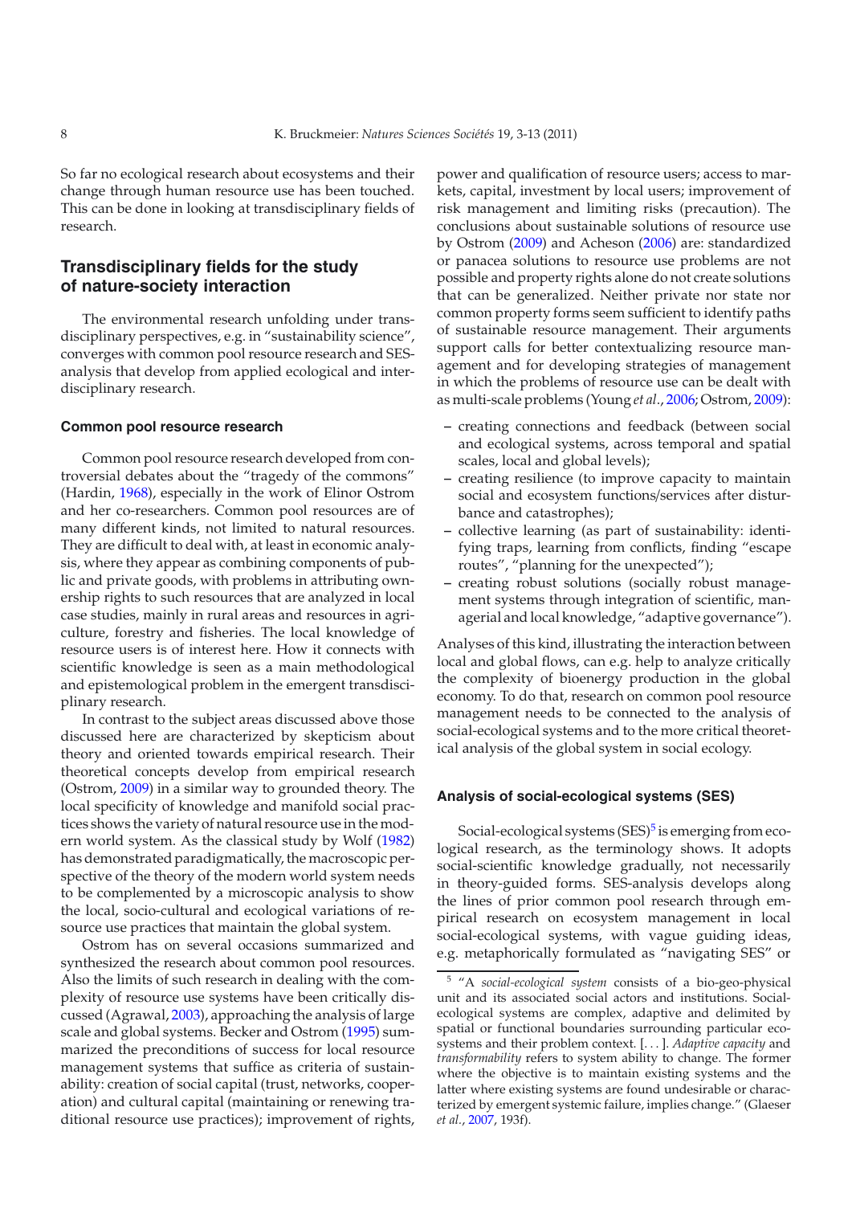So far no ecological research about ecosystems and their change through human resource use has been touched. This can be done in looking at transdisciplinary fields of research.

## Transdisciplinary fields for the study of nature-society interaction

The environmental research unfolding under transdisciplinary perspectives, e.g. in "sustainability science", converges with common pool resource research and SES-analysis that develop from applied ecological and interdisciplinary research.

### Common pool resource research

Common pool resource research developed from controversial debates about the "tragedy of the commons" (Hardin, 1968), especially in the work of Elinor Ostrom and her co-researchers. Common pool resources are of many different kinds, not limited to natural resources. They are difficult to deal with, at least in economic analysis, where they appear as combining components of public and private goods, with problems in attributing ownership rights to such resources that are analyzed in local case studies, mainly in rural areas and resources in agriculture, forestry and fisheries. The local knowledge of resource users is of interest here. How it connects with scientific knowledge is seen as a main methodological and epistemological problem in the emergent transdisciplinary research.

In contrast to the subject areas discussed above those discussed here are characterized by skepticism about theory and oriented towards empirical research. Their theoretical concepts develop from empirical research (Ostrom, 2009) in a similar way to grounded theory. The local specificity of knowledge and manifold social practices shows the variety of natural resource use in the modern world system. As the classical study by Wolf (1982) has demonstrated paradigmatically, the macroscopic perspective of the theory of the modern world system needs to be complemented by a microscopic analysis to show the local, socio-cultural and ecological variations of resource use practices that maintain the global system.

Ostrom has on several occasions summarized and synthesized the research about common pool resources. Also the limits of such research in dealing with the complexity of resource use systems have been critically discussed (Agrawal, 2003), approaching the analysis of large scale and global systems. Becker and Ostrom (1995) summarized the preconditions of success for local resource management systems that suffice as criteria of sustainability: creation of social capital (trust, networks, cooperation) and cultural capital (maintaining or renewing traditional resource use practices); improvement of rights, power and qualification of resource users; access to markets, capital, investment by local users; improvement of risk management and limiting risks (precaution). The conclusions about sustainable solutions of resource use by Ostrom (2009) and Acheson (2006) are: standardized or panacea solutions to resource use problems are not possible and property rights alone do not create solutions that can be generalized. Neither private nor state nor common property forms seem sufficient to identify paths of sustainable resource management. Their arguments support calls for better contextualizing resource management and for developing strategies of management in which the problems of resource use can be dealt with as multi-scale problems (Young *et al.*, 2006; Ostrom, 2009):

- creating connections and feedback (between social and ecological systems, across temporal and spatial scales, local and global levels);
- creating resilience (to improve capacity to maintain social and ecosystem functions/services after disturbance and catastrophes);
- collective learning (as part of sustainability: identifying traps, learning from conflicts, finding "escape routes", "planning for the unexpected");
- creating robust solutions (socially robust management systems through integration of scientific, managerial and local knowledge, "adaptive governance").

Analyses of this kind, illustrating the interaction between local and global flows, can e.g. help to analyze critically the complexity of bioenergy production in the global economy. To do that, research on common pool resource management needs to be connected to the analysis of social-ecological systems and to the more critical theoretical analysis of the global system in social ecology.

### Analysis of social-ecological systems (SES)

Social-ecological systems (SES)[5] is emerging from ecological research, as the terminology shows. It adopts social-scientific knowledge gradually, not necessarily in theory-guided forms. SES-analysis develops along the lines of prior common pool research through empirical research on ecosystem management in local social-ecological systems, with vague guiding ideas, e.g. metaphorically formulated as "navigating SES" or

[5] "A *social-ecological system* consists of a bio-geo-physical unit and its associated social actors and institutions. Social-ecological systems are complex, adaptive and delimited by spatial or functional boundaries surrounding particular ecosystems and their problem context. [...]. *Adaptive capacity* and *transformability* refers to system ability to change. The former where the objective is to maintain existing systems and the latter where existing systems are found undesirable or characterized by emergent systemic failure, implies change." (Glaeser *et al.*, 2007, 193f).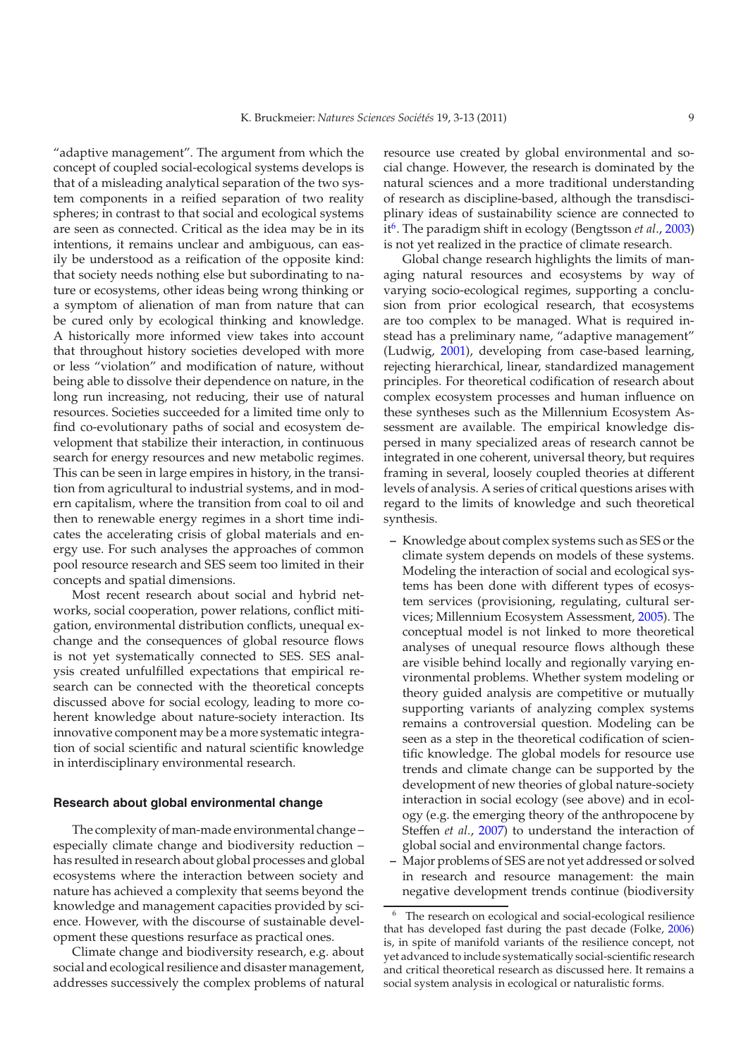"adaptive management". The argument from which the concept of coupled social-ecological systems develops is that of a misleading analytical separation of the two system components in a reified separation of two reality spheres; in contrast to that social and ecological systems are seen as connected. Critical as the idea may be in its intentions, it remains unclear and ambiguous, can easily be understood as a reification of the opposite kind: that society needs nothing else but subordinating to nature or ecosystems, other ideas being wrong thinking or a symptom of alienation of man from nature that can be cured only by ecological thinking and knowledge. A historically more informed view takes into account that throughout history societies developed with more or less "violation" and modification of nature, without being able to dissolve their dependence on nature, in the long run increasing, not reducing, their use of natural resources. Societies succeeded for a limited time only to find co-evolutionary paths of social and ecosystem development that stabilize their interaction, in continuous search for energy resources and new metabolic regimes. This can be seen in large empires in history, in the transition from agricultural to industrial systems, and in modern capitalism, where the transition from coal to oil and then to renewable energy regimes in a short time indicates the accelerating crisis of global materials and energy use. For such analyses the approaches of common pool resource research and SES seem too limited in their concepts and spatial dimensions.

Most recent research about social and hybrid networks, social cooperation, power relations, conflict mitigation, environmental distribution conflicts, unequal exchange and the consequences of global resource flows is not yet systematically connected to SES. SES analysis created unfulfilled expectations that empirical research can be connected with the theoretical concepts discussed above for social ecology, leading to more coherent knowledge about nature-society interaction. Its innovative component may be a more systematic integration of social scientific and natural scientific knowledge in interdisciplinary environmental research.

#### Research about global environmental change

The complexity of man-made environmental change – especially climate change and biodiversity reduction – has resulted in research about global processes and global ecosystems where the interaction between society and nature has achieved a complexity that seems beyond the knowledge and management capacities provided by science. However, with the discourse of sustainable development these questions resurface as practical ones.

Climate change and biodiversity research, e.g. about social and ecological resilience and disaster management, addresses successively the complex problems of natural resource use created by global environmental and social change. However, the research is dominated by the natural sciences and a more traditional understanding of research as discipline-based, although the transdisciplinary ideas of sustainability science are connected to it[6]. The paradigm shift in ecology (Bengtsson *et al.*, 2003) is not yet realized in the practice of climate research.

Global change research highlights the limits of managing natural resources and ecosystems by way of varying socio-ecological regimes, supporting a conclusion from prior ecological research, that ecosystems are too complex to be managed. What is required instead has a preliminary name, "adaptive management" (Ludwig, 2001), developing from case-based learning, rejecting hierarchical, linear, standardized management principles. For theoretical codification of research about complex ecosystem processes and human influence on these syntheses such as the Millennium Ecosystem Assessment are available. The empirical knowledge dispersed in many specialized areas of research cannot be integrated in one coherent, universal theory, but requires framing in several, loosely coupled theories at different levels of analysis. A series of critical questions arises with regard to the limits of knowledge and such theoretical synthesis.

- Knowledge about complex systems such as SES or the climate system depends on models of these systems. Modeling the interaction of social and ecological systems has been done with different types of ecosystem services (provisioning, regulating, cultural services; Millennium Ecosystem Assessment, 2005). The conceptual model is not linked to more theoretical analyses of unequal resource flows although these are visible behind locally and regionally varying environmental problems. Whether system modeling or theory guided analysis are competitive or mutually supporting variants of analyzing complex systems remains a controversial question. Modeling can be seen as a step in the theoretical codification of scientific knowledge. The global models for resource use trends and climate change can be supported by the development of new theories of global nature-society interaction in social ecology (see above) and in ecology (e.g. the emerging theory of the anthropocene by Steffen *et al.*, 2007) to understand the interaction of global social and environmental change factors.
- Major problems of SES are not yet addressed or solved in research and resource management: the main negative development trends continue (biodiversity

[6] The research on ecological and social-ecological resilience that has developed fast during the past decade (Folke, 2006) is, in spite of manifold variants of the resilience concept, not yet advanced to include systematically social-scientific research and critical theoretical research as discussed here. It remains a social system analysis in ecological or naturalistic forms.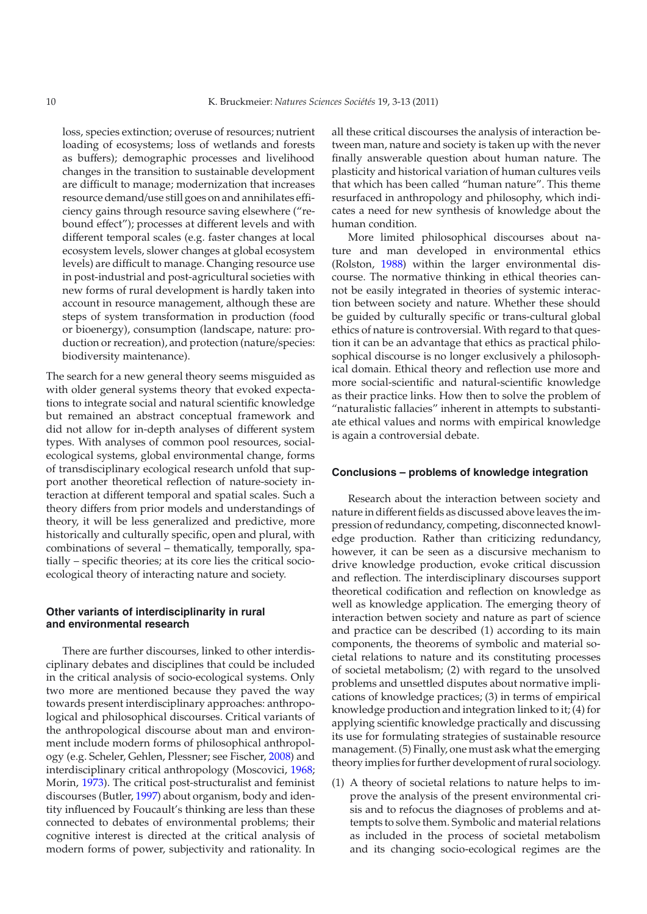loss, species extinction; overuse of resources; nutrient loading of ecosystems; loss of wetlands and forests as buffers); demographic processes and livelihood changes in the transition to sustainable development are difficult to manage; modernization that increases resource demand/use still goes on and annihilates efficiency gains through resource saving elsewhere ("rebound effect"); processes at different levels and with different temporal scales (e.g. faster changes at local ecosystem levels, slower changes at global ecosystem levels) are difficult to manage. Changing resource use in post-industrial and post-agricultural societies with new forms of rural development is hardly taken into account in resource management, although these are steps of system transformation in production (food or bioenergy), consumption (landscape, nature: production or recreation), and protection (nature/species: biodiversity maintenance).

The search for a new general theory seems misguided as with older general systems theory that evoked expectations to integrate social and natural scientific knowledge but remained an abstract conceptual framework and did not allow for in-depth analyses of different system types. With analyses of common pool resources, social-ecological systems, global environmental change, forms of transdisciplinary ecological research unfold that support another theoretical reflection of nature-society interaction at different temporal and spatial scales. Such a theory differs from prior models and understandings of theory, it will be less generalized and predictive, more historically and culturally specific, open and plural, with combinations of several – thematically, temporally, spatially – specific theories; at its core lies the critical socio-ecological theory of interacting nature and society.

### Other variants of interdisciplinarity in rural and environmental research

There are further discourses, linked to other interdisciplinary debates and disciplines that could be included in the critical analysis of socio-ecological systems. Only two more are mentioned because they paved the way towards present interdisciplinary approaches: anthropological and philosophical discourses. Critical variants of the anthropological discourse about man and environment include modern forms of philosophical anthropology (e.g. Scheler, Gehlen, Plessner; see Fischer, 2008) and interdisciplinary critical anthropology (Moscovici, 1968; Morin, 1973). The critical post-structuralist and feminist discourses (Butler, 1997) about organism, body and identity influenced by Foucault's thinking are less than these connected to debates of environmental problems; their cognitive interest is directed at the critical analysis of modern forms of power, subjectivity and rationality. In all these critical discourses the analysis of interaction between man, nature and society is taken up with the never finally answerable question about human nature. The plasticity and historical variation of human cultures veils that which has been called "human nature". This theme resurfaced in anthropology and philosophy, which indicates a need for new synthesis of knowledge about the human condition.

More limited philosophical discourses about nature and man developed in environmental ethics (Rolston, 1988) within the larger environmental discourse. The normative thinking in ethical theories cannot be easily integrated in theories of systemic interaction between society and nature. Whether these should be guided by culturally specific or trans-cultural global ethics of nature is controversial. With regard to that question it can be an advantage that ethics as practical philosophical discourse is no longer exclusively a philosophical domain. Ethical theory and reflection use more and more social-scientific and natural-scientific knowledge as their practice links. How then to solve the problem of "naturalistic fallacies" inherent in attempts to substantiate ethical values and norms with empirical knowledge is again a controversial debate.

### Conclusions – problems of knowledge integration

Research about the interaction between society and nature in different fields as discussed above leaves the impression of redundancy, competing, disconnected knowledge production. Rather than criticizing redundancy, however, it can be seen as a discursive mechanism to drive knowledge production, evoke critical discussion and reflection. The interdisciplinary discourses support theoretical codification and reflection on knowledge as well as knowledge application. The emerging theory of interaction betwen society and nature as part of science and practice can be described (1) according to its main components, the theorems of symbolic and material societal relations to nature and its constituting processes of societal metabolism; (2) with regard to the unsolved problems and unsettled disputes about normative implications of knowledge practices; (3) in terms of empirical knowledge production and integration linked to it; (4) for applying scientific knowledge practically and discussing its use for formulating strategies of sustainable resource management. (5) Finally, one must ask what the emerging theory implies for further development of rural sociology.

(1) A theory of societal relations to nature helps to improve the analysis of the present environmental crisis and to refocus the diagnoses of problems and attempts to solve them. Symbolic and material relations as included in the process of societal metabolism and its changing socio-ecological regimes are the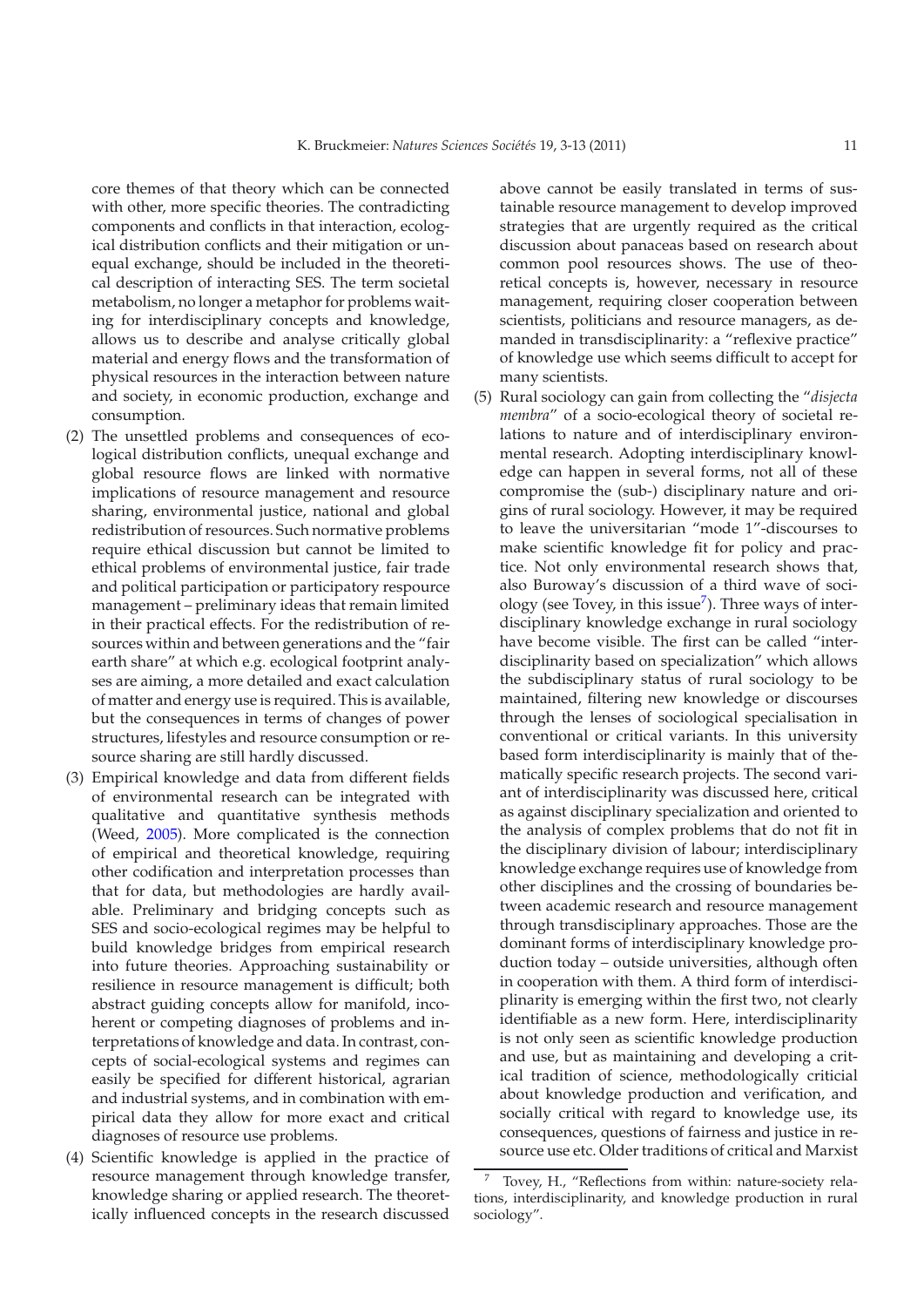core themes of that theory which can be connected with other, more specific theories. The contradicting components and conflicts in that interaction, ecological distribution conflicts and their mitigation or unequal exchange, should be included in the theoretical description of interacting SES. The term societal metabolism, no longer a metaphor for problems waiting for interdisciplinary concepts and knowledge, allows us to describe and analyse critically global material and energy flows and the transformation of physical resources in the interaction between nature and society, in economic production, exchange and consumption.

(2) The unsettled problems and consequences of ecological distribution conflicts, unequal exchange and global resource flows are linked with normative implications of resource management and resource sharing, environmental justice, national and global redistribution of resources. Such normative problems require ethical discussion but cannot be limited to ethical problems of environmental justice, fair trade and political participation or participatory respource management – preliminary ideas that remain limited in their practical effects. For the redistribution of resources within and between generations and the "fair earth share" at which e.g. ecological footprint analyses are aiming, a more detailed and exact calculation of matter and energy use is required. This is available, but the consequences in terms of changes of power structures, lifestyles and resource consumption or resource sharing are still hardly discussed.

(3) Empirical knowledge and data from different fields of environmental research can be integrated with qualitative and quantitative synthesis methods (Weed, 2005). More complicated is the connection of empirical and theoretical knowledge, requiring other codification and interpretation processes than that for data, but methodologies are hardly available. Preliminary and bridging concepts such as SES and socio-ecological regimes may be helpful to build knowledge bridges from empirical research into future theories. Approaching sustainability or resilience in resource management is difficult; both abstract guiding concepts allow for manifold, incoherent or competing diagnoses of problems and interpretations of knowledge and data. In contrast, concepts of social-ecological systems and regimes can easily be specified for different historical, agrarian and industrial systems, and in combination with empirical data they allow for more exact and critical diagnoses of resource use problems.

(4) Scientific knowledge is applied in the practice of resource management through knowledge transfer, knowledge sharing or applied research. The theoretically influenced concepts in the research discussed above cannot be easily translated in terms of sustainable resource management to develop improved strategies that are urgently required as the critical discussion about panaceas based on research about common pool resources shows. The use of theoretical concepts is, however, necessary in resource management, requiring closer cooperation between scientists, politicians and resource managers, as demanded in transdisciplinarity: a "reflexive practice" of knowledge use which seems difficult to accept for many scientists.

(5) Rural sociology can gain from collecting the "*disjecta membra*" of a socio-ecological theory of societal relations to nature and of interdisciplinary environmental research. Adopting interdisciplinary knowledge can happen in several forms, not all of these compromise the (sub-) disciplinary nature and origins of rural sociology. However, it may be required to leave the universitarian "mode 1"-discourses to make scientific knowledge fit for policy and practice. Not only environmental research shows that, also Buroway's discussion of a third wave of sociology (see Tovey, in this issue[7]). Three ways of interdisciplinary knowledge exchange in rural sociology have become visible. The first can be called "interdisciplinarity based on specialization" which allows the subdisciplinary status of rural sociology to be maintained, filtering new knowledge or discourses through the lenses of sociological specialisation in conventional or critical variants. In this university based form interdisciplinarity is mainly that of thematically specific research projects. The second variant of interdisciplinarity was discussed here, critical as against disciplinary specialization and oriented to the analysis of complex problems that do not fit in the disciplinary division of labour; interdisciplinary knowledge exchange requires use of knowledge from other disciplines and the crossing of boundaries between academic research and resource management through transdisciplinary approaches. Those are the dominant forms of interdisciplinary knowledge production today – outside universities, although often in cooperation with them. A third form of interdisciplinarity is emerging within the first two, not clearly identifiable as a new form. Here, interdisciplinarity is not only seen as scientific knowledge production and use, but as maintaining and developing a critical tradition of science, methodologically criticial about knowledge production and verification, and socially critical with regard to knowledge use, its consequences, questions of fairness and justice in resource use etc. Older traditions of critical and Marxist

[7] Tovey, H., "Reflections from within: nature-society relations, interdisciplinarity, and knowledge production in rural sociology".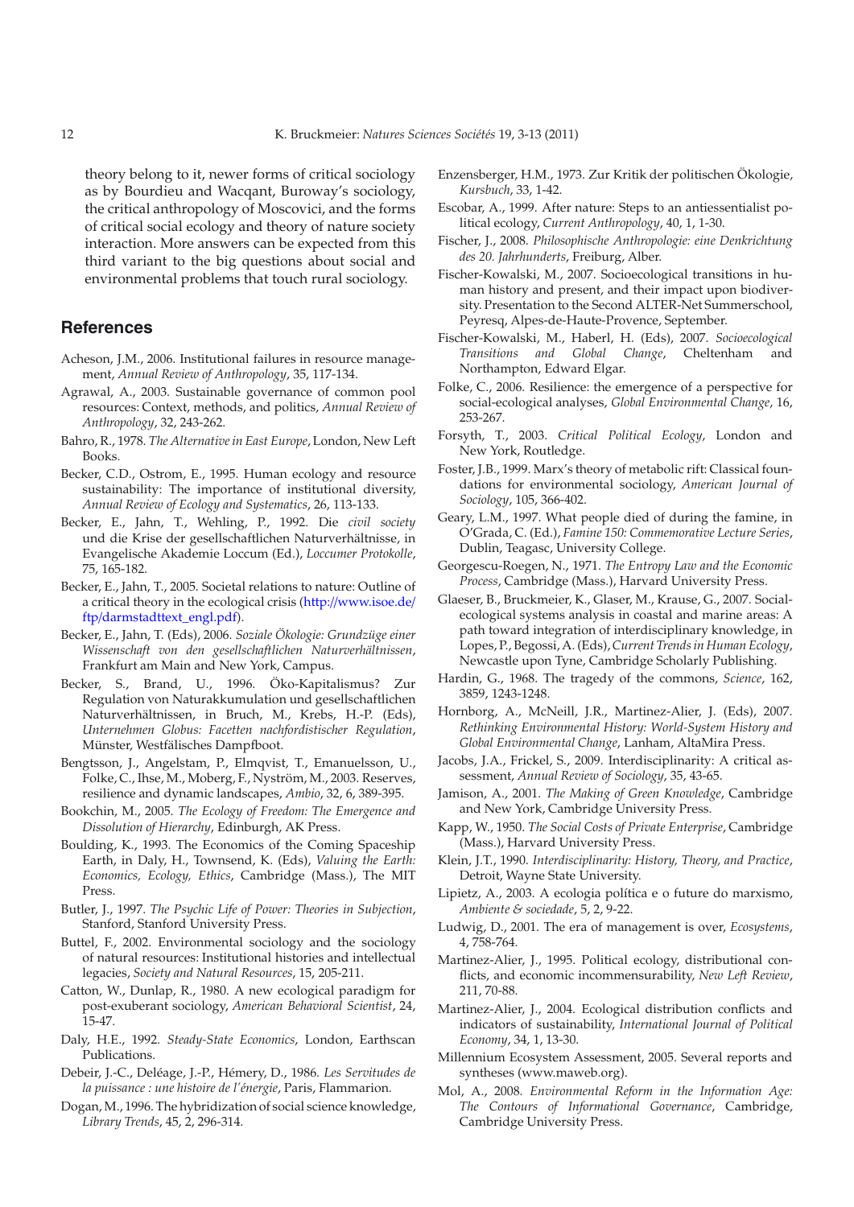theory belong to it, newer forms of critical sociology as by Bourdieu and Wacqant, Buroway's sociology, the critical anthropology of Moscovici, and the forms of critical social ecology and theory of nature society interaction. More answers can be expected from this third variant to the big questions about social and environmental problems that touch rural sociology.

## References

Acheson, J.M., 2006. Institutional failures in resource management, *Annual Review of Anthropology*, 35, 117-134.

Agrawal, A., 2003. Sustainable governance of common pool resources: Context, methods, and politics, *Annual Review of Anthropology*, 32, 243-262.

Bahro, R., 1978. *The Alternative in East Europe*, London, New Left Books.

Becker, C.D., Ostrom, E., 1995. Human ecology and resource sustainability: The importance of institutional diversity, *Annual Review of Ecology and Systematics*, 26, 113-133.

Becker, E., Jahn, T., Wehling, P., 1992. Die *civil society* und die Krise der gesellschaftlichen Naturverhältnisse, in Evangelische Akademie Loccum (Ed.), *Loccumer Protokolle*, 75, 165-182.

Becker, E., Jahn, T., 2005. Societal relations to nature: Outline of a critical theory in the ecological crisis (http://www.isoe.de/ftp/darmstadttext_engl.pdf).

Becker, E., Jahn, T. (Eds), 2006. *Soziale Ökologie: Grundzüge einer Wissenschaft von den gesellschaftlichen Naturverhältnissen*, Frankfurt am Main and New York, Campus.

Becker, S., Brand, U., 1996. Öko-Kapitalismus? Zur Regulation von Naturakkumulation und gesellschaftlichen Naturverhältnissen, in Bruch, M., Krebs, H.-P. (Eds), *Unternehmen Globus: Facetten nachfordistischer Regulation*, Münster, Westfälisches Dampfboot.

Bengtsson, J., Angelstam, P., Elmqvist, T., Emanuelsson, U., Folke, C., Ihse, M., Moberg, F., Nyström, M., 2003. Reserves, resilience and dynamic landscapes, *Ambio*, 32, 6, 389-395.

Bookchin, M., 2005. *The Ecology of Freedom: The Emergence and Dissolution of Hierarchy*, Edinburgh, AK Press.

Boulding, K., 1993. The Economics of the Coming Spaceship Earth, in Daly, H., Townsend, K. (Eds), *Valuing the Earth: Economics, Ecology, Ethics*, Cambridge (Mass.), The MIT Press.

Butler, J., 1997. *The Psychic Life of Power: Theories in Subjection*, Stanford, Stanford University Press.

Buttel, F., 2002. Environmental sociology and the sociology of natural resources: Institutional histories and intellectual legacies, *Society and Natural Resources*, 15, 205-211.

Catton, W., Dunlap, R., 1980. A new ecological paradigm for post-exuberant sociology, *American Behavioral Scientist*, 24, 15-47.

Daly, H.E., 1992. *Steady-State Economics*, London, Earthscan Publications.

Debeir, J.-C., Deléage, J.-P., Hémery, D., 1986. *Les Servitudes de la puissance : une histoire de l'énergie*, Paris, Flammarion.

Dogan, M., 1996. The hybridization of social science knowledge, *Library Trends*, 45, 2, 296-314.

Enzensberger, H.M., 1973. Zur Kritik der politischen Ökologie, *Kursbuch*, 33, 1-42.

Escobar, A., 1999. After nature: Steps to an antiessentialist political ecology, *Current Anthropology*, 40, 1, 1-30.

Fischer, J., 2008. *Philosophische Anthropologie: eine Denkrichtung des 20. Jahrhunderts*, Freiburg, Alber.

Fischer-Kowalski, M., 2007. Socioecological transitions in human history and present, and their impact upon biodiversity. Presentation to the Second ALTER-Net Summerschool, Peyresq, Alpes-de-Haute-Provence, September.

Fischer-Kowalski, M., Haberl, H. (Eds), 2007. *Socioecological Transitions and Global Change*, Cheltenham and Northampton, Edward Elgar.

Folke, C., 2006. Resilience: the emergence of a perspective for social-ecological analyses, *Global Environmental Change*, 16, 253-267.

Forsyth, T., 2003. *Critical Political Ecology*, London and New York, Routledge.

Foster, J.B., 1999. Marx's theory of metabolic rift: Classical foundations for environmental sociology, *American Journal of Sociology*, 105, 366-402.

Geary, L.M., 1997. What people died of during the famine, in O'Grada, C. (Ed.), *Famine 150: Commemorative Lecture Series*, Dublin, Teagasc, University College.

Georgescu-Roegen, N., 1971. *The Entropy Law and the Economic Process*, Cambridge (Mass.), Harvard University Press.

Glaeser, B., Bruckmeier, K., Glaser, M., Krause, G., 2007. Social-ecological systems analysis in coastal and marine areas: A path toward integration of interdisciplinary knowledge, in Lopes, P., Begossi, A. (Eds), *Current Trends in Human Ecology*, Newcastle upon Tyne, Cambridge Scholarly Publishing.

Hardin, G., 1968. The tragedy of the commons, *Science*, 162, 3859, 1243-1248.

Hornborg, A., McNeill, J.R., Martinez-Alier, J. (Eds), 2007. *Rethinking Environmental History: World-System History and Global Environmental Change*, Lanham, AltaMira Press.

Jacobs, J.A., Frickel, S., 2009. Interdisciplinarity: A critical assessment, *Annual Review of Sociology*, 35, 43-65.

Jamison, A., 2001. *The Making of Green Knowledge*, Cambridge and New York, Cambridge University Press.

Kapp, W., 1950. *The Social Costs of Private Enterprise*, Cambridge (Mass.), Harvard University Press.

Klein, J.T., 1990. *Interdisciplinarity: History, Theory, and Practice*, Detroit, Wayne State University.

Lipietz, A., 2003. A ecologia política e o future do marxismo, *Ambiente & sociedade*, 5, 2, 9-22.

Ludwig, D., 2001. The era of management is over, *Ecosystems*, 4, 758-764.

Martinez-Alier, J., 1995. Political ecology, distributional conflicts, and economic incommensurability, *New Left Review*, 211, 70-88.

Martinez-Alier, J., 2004. Ecological distribution conflicts and indicators of sustainability, *International Journal of Political Economy*, 34, 1, 13-30.

Millennium Ecosystem Assessment, 2005. Several reports and syntheses (www.maweb.org).

Mol, A., 2008. *Environmental Reform in the Information Age: The Contours of Informational Governance*, Cambridge, Cambridge University Press.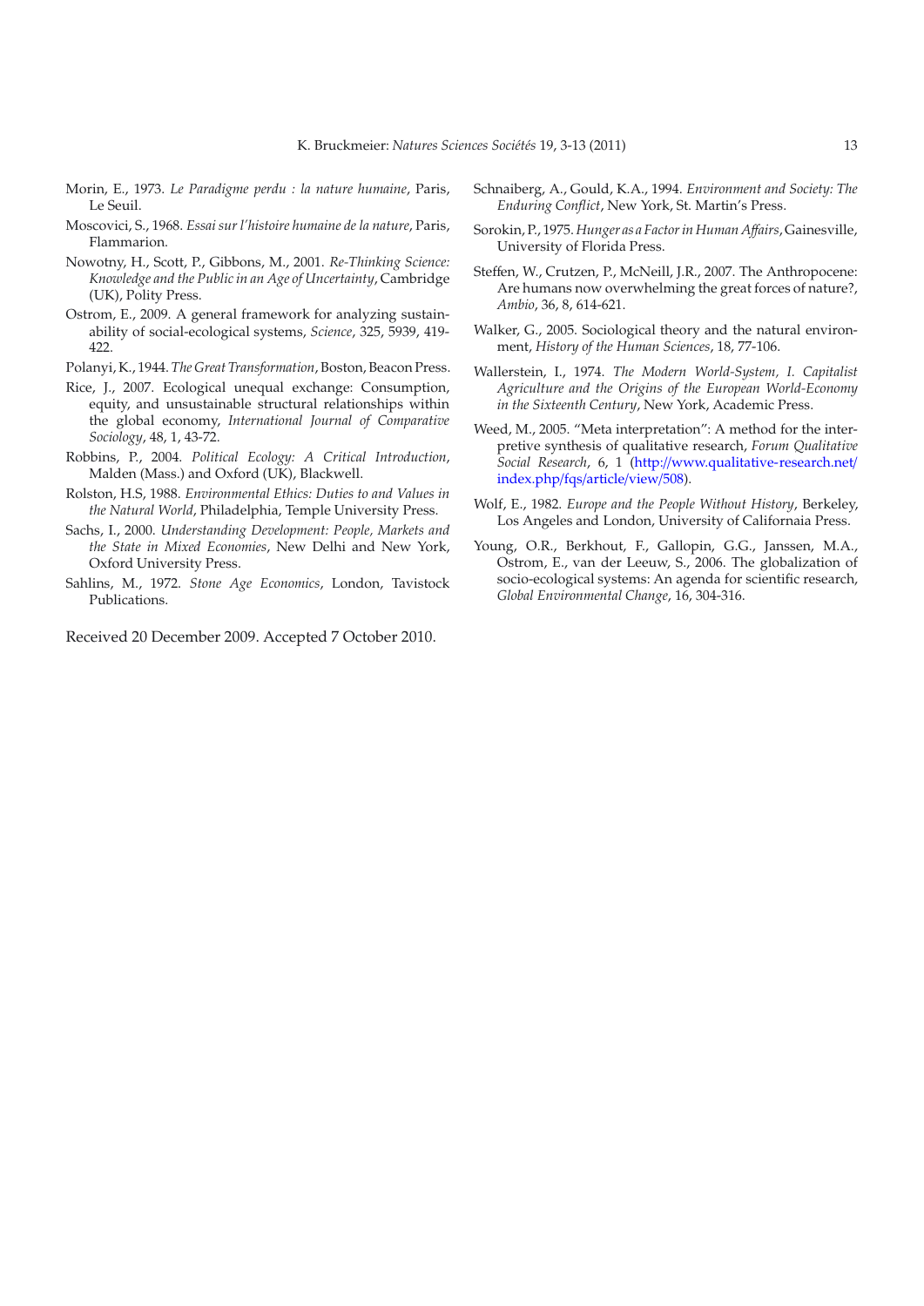Morin, E., 1973. *Le Paradigme perdu : la nature humaine*, Paris, Le Seuil.

Moscovici, S., 1968. *Essai sur l'histoire humaine de la nature*, Paris, Flammarion.

Nowotny, H., Scott, P., Gibbons, M., 2001. *Re-Thinking Science: Knowledge and the Public in an Age of Uncertainty*, Cambridge (UK), Polity Press.

Ostrom, E., 2009. A general framework for analyzing sustainability of social-ecological systems, *Science*, 325, 5939, 419-422.

Polanyi, K., 1944. *The Great Transformation*, Boston, Beacon Press.

Rice, J., 2007. Ecological unequal exchange: Consumption, equity, and unsustainable structural relationships within the global economy, *International Journal of Comparative Sociology*, 48, 1, 43-72.

Robbins, P., 2004. *Political Ecology: A Critical Introduction*, Malden (Mass.) and Oxford (UK), Blackwell.

Rolston, H.S, 1988. *Environmental Ethics: Duties to and Values in the Natural World*, Philadelphia, Temple University Press.

Sachs, I., 2000. *Understanding Development: People, Markets and the State in Mixed Economies*, New Delhi and New York, Oxford University Press.

Sahlins, M., 1972. *Stone Age Economics*, London, Tavistock Publications.

Schnaiberg, A., Gould, K.A., 1994. *Environment and Society: The Enduring Conflict*, New York, St. Martin's Press.

Sorokin, P., 1975. *Hunger as a Factor in Human Affairs*, Gainesville, University of Florida Press.

Steffen, W., Crutzen, P., McNeill, J.R., 2007. The Anthropocene: Are humans now overwhelming the great forces of nature?, *Ambio*, 36, 8, 614-621.

Walker, G., 2005. Sociological theory and the natural environment, *History of the Human Sciences*, 18, 77-106.

Wallerstein, I., 1974. *The Modern World-System, I. Capitalist Agriculture and the Origins of the European World-Economy in the Sixteenth Century*, New York, Academic Press.

Weed, M., 2005. "Meta interpretation": A method for the interpretive synthesis of qualitative research, *Forum Qualitative Social Research*, 6, 1 (http://www.qualitative-research.net/index.php/fqs/article/view/508).

Wolf, E., 1982. *Europe and the People Without History*, Berkeley, Los Angeles and London, University of Californaia Press.

Young, O.R., Berkhout, F., Gallopin, G.G., Janssen, M.A., Ostrom, E., van der Leeuw, S., 2006. The globalization of socio-ecological systems: An agenda for scientific research, *Global Environmental Change*, 16, 304-316.

Received 20 December 2009. Accepted 7 October 2010.